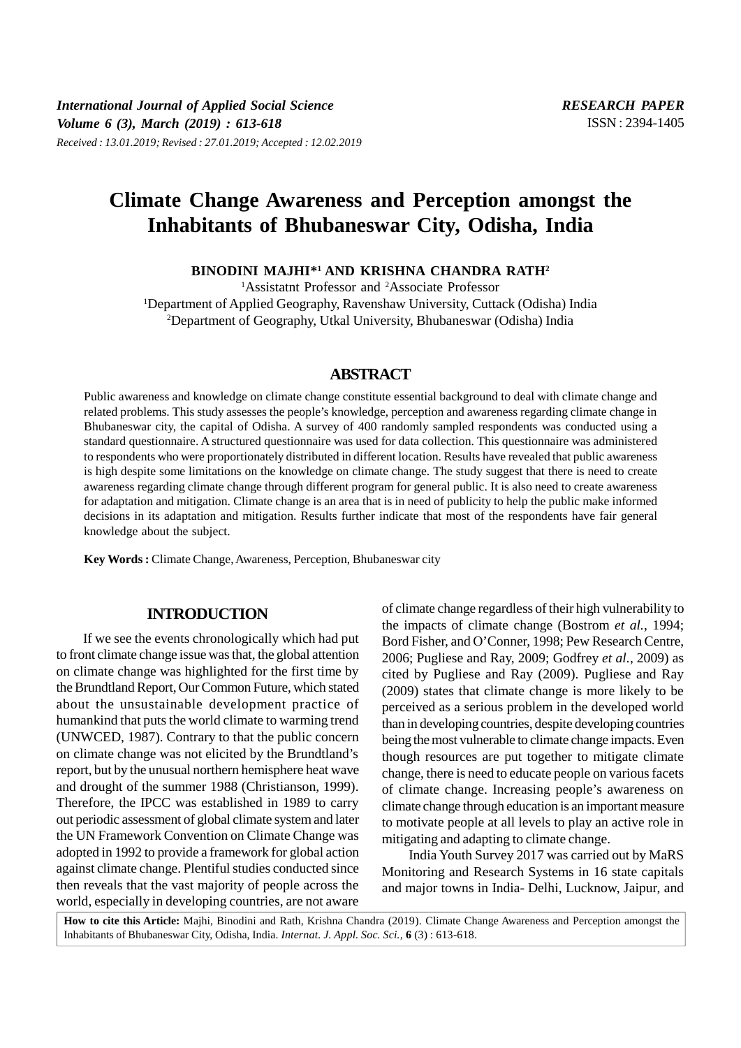*International Journal of Applied Social Science*
*Volume 6 (3), March (2019) : 613-618*
*Received : 13.01.2019; Revised : 27.01.2019; Accepted : 12.02.2019*

***RESEARCH PAPER***
ISSN : 2394-1405

# Climate Change Awareness and Perception amongst the Inhabitants of Bhubaneswar City, Odisha, India

**BINODINI MAJHI*[1] AND KRISHNA CHANDRA RATH[2]**

[1]Assististant Professor and [2]Associate Professor
[1]Department of Applied Geography, Ravenshaw University, Cuttack (Odisha) India
[2]Department of Geography, Utkal University, Bhubaneswar (Odisha) India

## ABSTRACT

Public awareness and knowledge on climate change constitute essential background to deal with climate change and related problems. This study assesses the people's knowledge, perception and awareness regarding climate change in Bhubaneswar city, the capital of Odisha. A survey of 400 randomly sampled respondents was conducted using a standard questionnaire. A structured questionnaire was used for data collection. This questionnaire was administered to respondents who were proportionately distributed in different location. Results have revealed that public awareness is high despite some limitations on the knowledge on climate change. The study suggest that there is need to create awareness regarding climate change through different program for general public. It is also need to create awareness for adaptation and mitigation. Climate change is an area that is in need of publicity to help the public make informed decisions in its adaptation and mitigation. Results further indicate that most of the respondents have fair general knowledge about the subject.

**Key Words :** Climate Change, Awareness, Perception, Bhubaneswar city

## INTRODUCTION

If we see the events chronologically which had put to front climate change issue was that, the global attention on climate change was highlighted for the first time by the Brundtland Report, Our Common Future, which stated about the unsustainable development practice of humankind that puts the world climate to warming trend (UNWCED, 1987). Contrary to that the public concern on climate change was not elicited by the Brundtland's report, but by the unusual northern hemisphere heat wave and drought of the summer 1988 (Christianson, 1999). Therefore, the IPCC was established in 1989 to carry out periodic assessment of global climate system and later the UN Framework Convention on Climate Change was adopted in 1992 to provide a framework for global action against climate change. Plentiful studies conducted since then reveals that the vast majority of people across the world, especially in developing countries, are not aware of climate change regardless of their high vulnerability to the impacts of climate change (Bostrom *et al.*, 1994; Bord Fisher, and O'Conner, 1998; Pew Research Centre, 2006; Pugliese and Ray, 2009; Godfrey *et al.*, 2009) as cited by Pugliese and Ray (2009). Pugliese and Ray (2009) states that climate change is more likely to be perceived as a serious problem in the developed world than in developing countries, despite developing countries being the most vulnerable to climate change impacts. Even though resources are put together to mitigate climate change, there is need to educate people on various facets of climate change. Increasing people's awareness on climate change through education is an important measure to motivate people at all levels to play an active role in mitigating and adapting to climate change.

India Youth Survey 2017 was carried out by MaRS Monitoring and Research Systems in 16 state capitals and major towns in India- Delhi, Lucknow, Jaipur, and

**How to cite this Article:** Majhi, Binodini and Rath, Krishna Chandra (2019). Climate Change Awareness and Perception amongst the Inhabitants of Bhubaneswar City, Odisha, India. *Internat. J. Appl. Soc. Sci.*, **6** (3) : 613-618.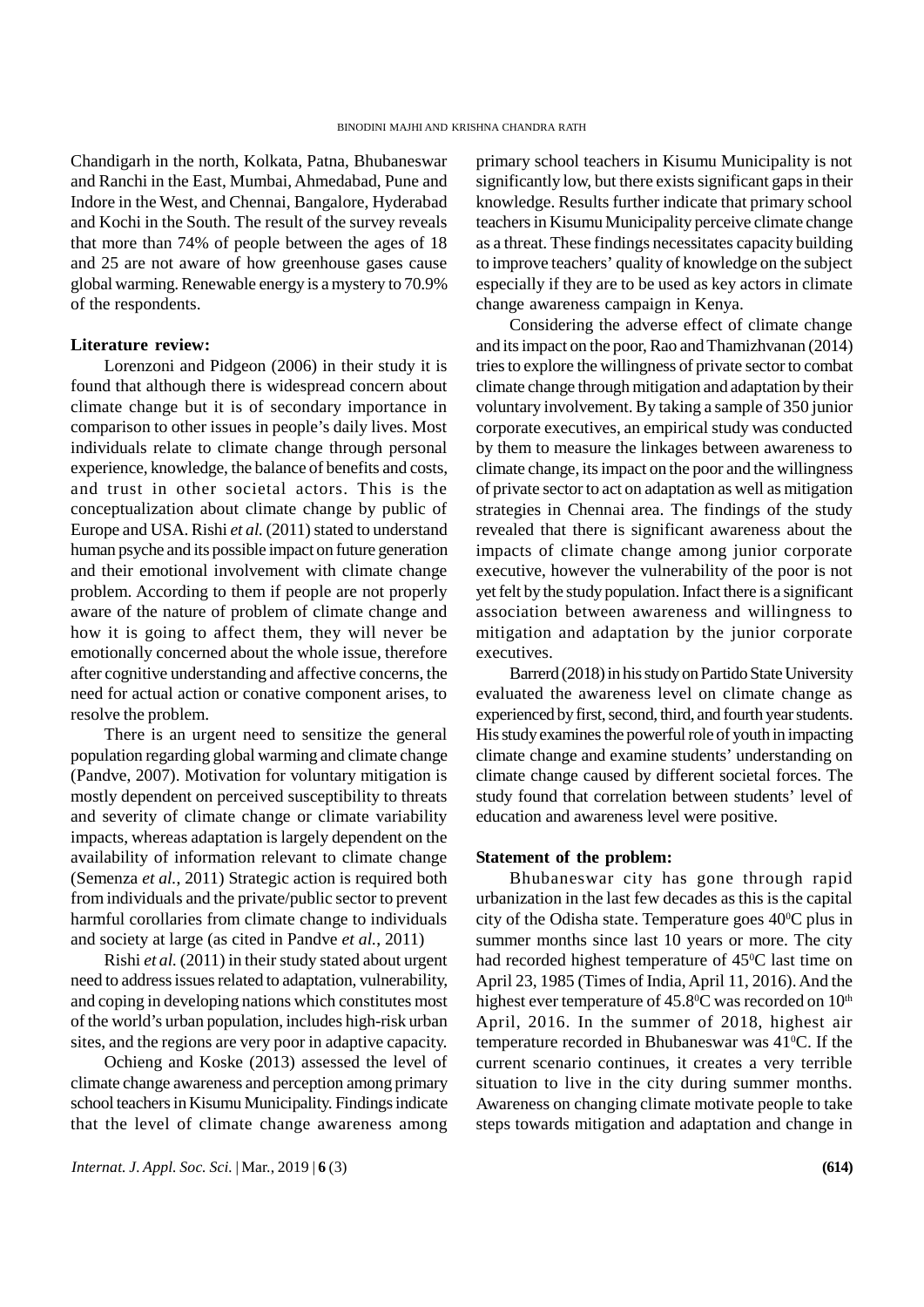Chandigarh in the north, Kolkata, Patna, Bhubaneswar and Ranchi in the East, Mumbai, Ahmedabad, Pune and Indore in the West, and Chennai, Bangalore, Hyderabad and Kochi in the South. The result of the survey reveals that more than 74% of people between the ages of 18 and 25 are not aware of how greenhouse gases cause global warming. Renewable energy is a mystery to 70.9% of the respondents.

**Literature review:**

Lorenzoni and Pidgeon (2006) in their study it is found that although there is widespread concern about climate change but it is of secondary importance in comparison to other issues in people's daily lives. Most individuals relate to climate change through personal experience, knowledge, the balance of benefits and costs, and trust in other societal actors. This is the conceptualization about climate change by public of Europe and USA. Rishi *et al.* (2011) stated to understand human psyche and its possible impact on future generation and their emotional involvement with climate change problem. According to them if people are not properly aware of the nature of problem of climate change and how it is going to affect them, they will never be emotionally concerned about the whole issue, therefore after cognitive understanding and affective concerns, the need for actual action or conative component arises, to resolve the problem.

There is an urgent need to sensitize the general population regarding global warming and climate change (Pandve, 2007). Motivation for voluntary mitigation is mostly dependent on perceived susceptibility to threats and severity of climate change or climate variability impacts, whereas adaptation is largely dependent on the availability of information relevant to climate change (Semenza *et al.*, 2011) Strategic action is required both from individuals and the private/public sector to prevent harmful corollaries from climate change to individuals and society at large (as cited in Pandve *et al.*, 2011)

Rishi *et al.* (2011) in their study stated about urgent need to address issues related to adaptation, vulnerability, and coping in developing nations which constitutes most of the world's urban population, includes high-risk urban sites, and the regions are very poor in adaptive capacity.

Ochieng and Koske (2013) assessed the level of climate change awareness and perception among primary school teachers in Kisumu Municipality. Findings indicate that the level of climate change awareness among primary school teachers in Kisumu Municipality is not significantly low, but there exists significant gaps in their knowledge. Results further indicate that primary school teachers in Kisumu Municipality perceive climate change as a threat. These findings necessitates capacity building to improve teachers' quality of knowledge on the subject especially if they are to be used as key actors in climate change awareness campaign in Kenya.

Considering the adverse effect of climate change and its impact on the poor, Rao and Thamizhvanan (2014) tries to explore the willingness of private sector to combat climate change through mitigation and adaptation by their voluntary involvement. By taking a sample of 350 junior corporate executives, an empirical study was conducted by them to measure the linkages between awareness to climate change, its impact on the poor and the willingness of private sector to act on adaptation as well as mitigation strategies in Chennai area. The findings of the study revealed that there is significant awareness about the impacts of climate change among junior corporate executive, however the vulnerability of the poor is not yet felt by the study population. Infact there is a significant association between awareness and willingness to mitigation and adaptation by the junior corporate executives.

Barrerd (2018) in his study on Partido State University evaluated the awareness level on climate change as experienced by first, second, third, and fourth year students. His study examines the powerful role of youth in impacting climate change and examine students' understanding on climate change caused by different societal forces. The study found that correlation between students' level of education and awareness level were positive.

**Statement of the problem:**

Bhubaneswar city has gone through rapid urbanization in the last few decades as this is the capital city of the Odisha state. Temperature goes $40^0$C plus in summer months since last 10 years or more. The city had recorded highest temperature of $45^0$C last time on April 23, 1985 (Times of India, April 11, 2016). And the highest ever temperature of $45.8^0$C was recorded on $10^{th}$ April, 2016. In the summer of 2018, highest air temperature recorded in Bhubaneswar was $41^0$C. If the current scenario continues, it creates a very terrible situation to live in the city during summer months. Awareness on changing climate motivate people to take steps towards mitigation and adaptation and change in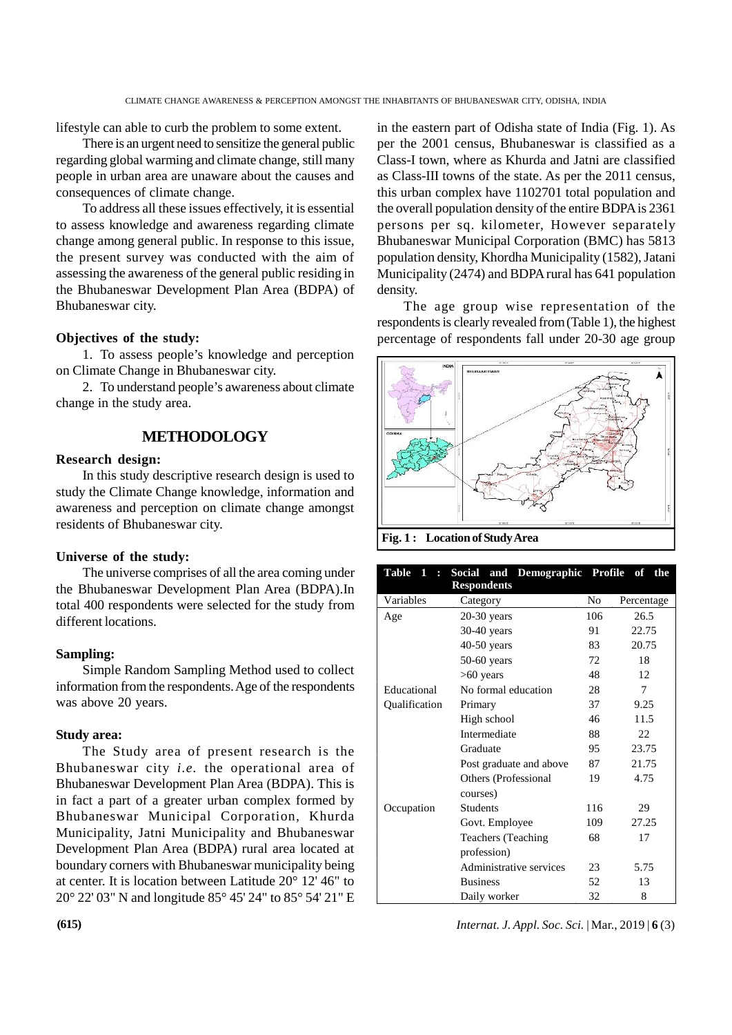lifestyle can able to curb the problem to some extent.

There is an urgent need to sensitize the general public regarding global warming and climate change, still many people in urban area are unaware about the causes and consequences of climate change.

To address all these issues effectively, it is essential to assess knowledge and awareness regarding climate change among general public. In response to this issue, the present survey was conducted with the aim of assessing the awareness of the general public residing in the Bhubaneswar Development Plan Area (BDPA) of Bhubaneswar city.

### Objectives of the study:

1. To assess people's knowledge and perception on Climate Change in Bhubaneswar city.

2. To understand people's awareness about climate change in the study area.

## METHODOLOGY

### Research design:

In this study descriptive research design is used to study the Climate Change knowledge, information and awareness and perception on climate change amongst residents of Bhubaneswar city.

### Universe of the study:

The universe comprises of all the area coming under the Bhubaneswar Development Plan Area (BDPA).In total 400 respondents were selected for the study from different locations.

### Sampling:

Simple Random Sampling Method used to collect information from the respondents. Age of the respondents was above 20 years.

### Study area:

The Study area of present research is the Bhubaneswar city *i.e.* the operational area of Bhubaneswar Development Plan Area (BDPA). This is in fact a part of a greater urban complex formed by Bhubaneswar Municipal Corporation, Khurda Municipality, Jatni Municipality and Bhubaneswar Development Plan Area (BDPA) rural area located at boundary corners with Bhubaneswar municipality being at center. It is location between Latitude 20° 12' 46" to 20° 22' 03" N and longitude 85° 45' 24" to 85° 54' 21" E in the eastern part of Odisha state of India (Fig. 1). As per the 2001 census, Bhubaneswar is classified as a Class-I town, where as Khurda and Jatni are classified as Class-III towns of the state. As per the 2011 census, this urban complex have 1102701 total population and the overall population density of the entire BDPA is 2361 persons per sq. kilometer, However separately Bhubaneswar Municipal Corporation (BMC) has 5813 population density, Khordha Municipality (1582), Jatani Municipality (2474) and BDPA rural has 641 population density.

The age group wise representation of the respondents is clearly revealed from (Table 1), the highest percentage of respondents fall under 20-30 age group

**Fig. 1 : Location of Study Area**

**Table 1 : Social and Demographic Profile of the Respondents**

| Variables | Category | No | Percentage |
|---|---|---|---|
| Age | 20-30 years | 106 | 26.5 |
| | 30-40 years | 91 | 22.75 |
| | 40-50 years | 83 | 20.75 |
| | 50-60 years | 72 | 18 |
| | >60 years | 48 | 12 |
| Educational Qualification | No formal education | 28 | 7 |
| | Primary | 37 | 9.25 |
| | High school | 46 | 11.5 |
| | Intermediate | 88 | 22 |
| | Graduate | 95 | 23.75 |
| | Post graduate and above | 87 | 21.75 |
| | Others (Professional courses) | 19 | 4.75 |
| Occupation | Students | 116 | 29 |
| | Govt. Employee | 109 | 27.25 |
| | Teachers (Teaching profession) | 68 | 17 |
| | Administrative services | 23 | 5.75 |
| | Business | 52 | 13 |
| | Daily worker | 32 | 8 |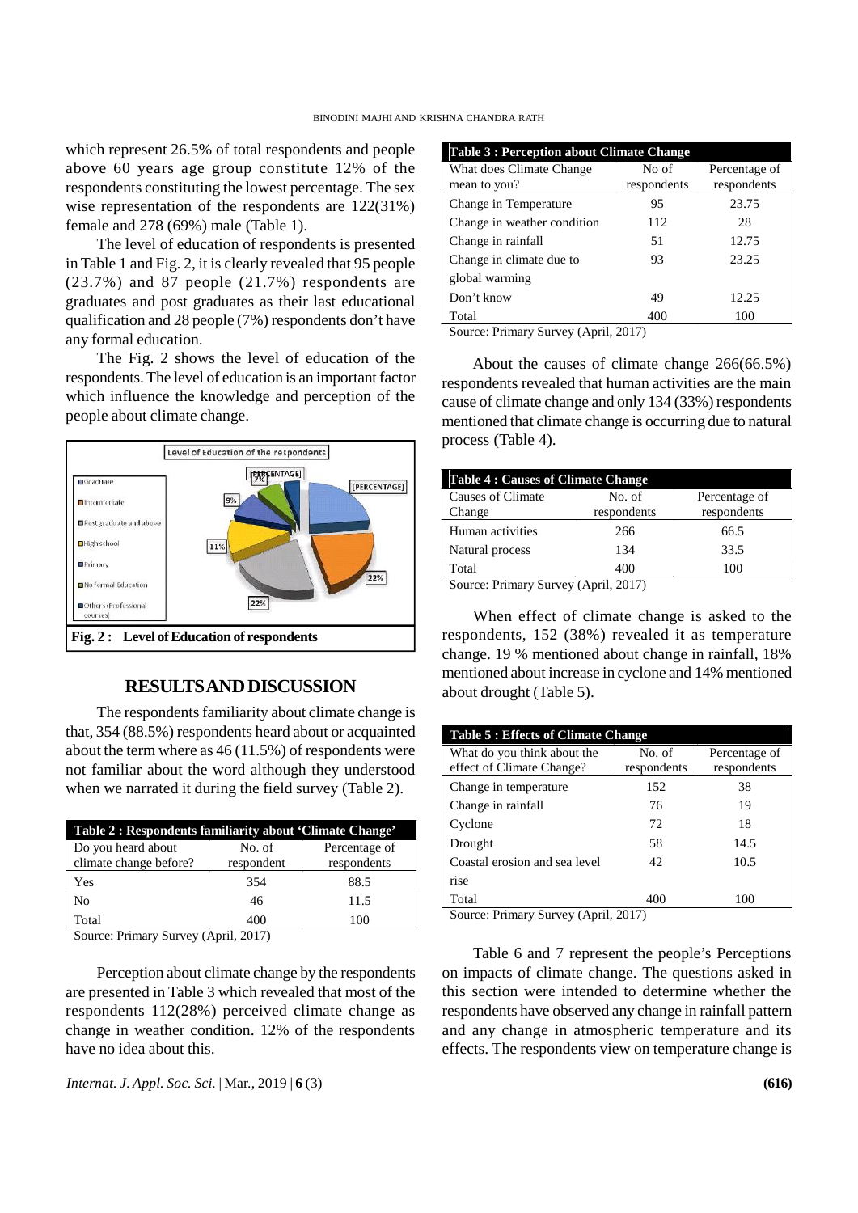which represent 26.5% of total respondents and people above 60 years age group constitute 12% of the respondents constituting the lowest percentage. The sex wise representation of the respondents are 122(31%) female and 278 (69%) male (Table 1).

The level of education of respondents is presented in Table 1 and Fig. 2, it is clearly revealed that 95 people (23.7%) and 87 people (21.7%) respondents are graduates and post graduates as their last educational qualification and 28 people (7%) respondents don't have any formal education.

The Fig. 2 shows the level of education of the respondents. The level of education is an important factor which influence the knowledge and perception of the people about climate change.

**Fig. 2 : Level of Education of respondents**

## RESULTS AND DISCUSSION

The respondents familiarity about climate change is that, 354 (88.5%) respondents heard about or acquainted about the term where as 46 (11.5%) of respondents were not familiar about the word although they understood when we narrated it during the field survey (Table 2).

**Table 2 : Respondents familiarity about 'Climate Change'**

| Do you heard about climate change before? | No. of respondent | Percentage of respondents |
|---|---|---|
| Yes | 354 | 88.5 |
| No | 46 | 11.5 |
| Total | 400 | 100 |

Source: Primary Survey (April, 2017)

Perception about climate change by the respondents are presented in Table 3 which revealed that most of the respondents 112(28%) perceived climate change as change in weather condition. 12% of the respondents have no idea about this.

**Table 3 : Perception about Climate Change**

| What does Climate Change mean to you? | No of respondents | Percentage of respondents |
|---|---|---|
| Change in Temperature | 95 | 23.75 |
| Change in weather condition | 112 | 28 |
| Change in rainfall | 51 | 12.75 |
| Change in climate due to global warming | 93 | 23.25 |
| Don't know | 49 | 12.25 |
| Total | 400 | 100 |

Source: Primary Survey (April, 2017)

About the causes of climate change 266(66.5%) respondents revealed that human activities are the main cause of climate change and only 134 (33%) respondents mentioned that climate change is occurring due to natural process (Table 4).

**Table 4 : Causes of Climate Change**

| Causes of Climate Change | No. of respondents | Percentage of respondents |
|---|---|---|
| Human activities | 266 | 66.5 |
| Natural process | 134 | 33.5 |
| Total | 400 | 100 |

Source: Primary Survey (April, 2017)

When effect of climate change is asked to the respondents, 152 (38%) revealed it as temperature change. 19 % mentioned about change in rainfall, 18% mentioned about increase in cyclone and 14% mentioned about drought (Table 5).

**Table 5 : Effects of Climate Change**

| What do you think about the effect of Climate Change? | No. of respondents | Percentage of respondents |
|---|---|---|
| Change in temperature | 152 | 38 |
| Change in rainfall | 76 | 19 |
| Cyclone | 72 | 18 |
| Drought | 58 | 14.5 |
| Coastal erosion and sea level rise | 42 | 10.5 |
| Total | 400 | 100 |

Source: Primary Survey (April, 2017)

Table 6 and 7 represent the people's Perceptions on impacts of climate change. The questions asked in this section were intended to determine whether the respondents have observed any change in rainfall pattern and any change in atmospheric temperature and its effects. The respondents view on temperature change is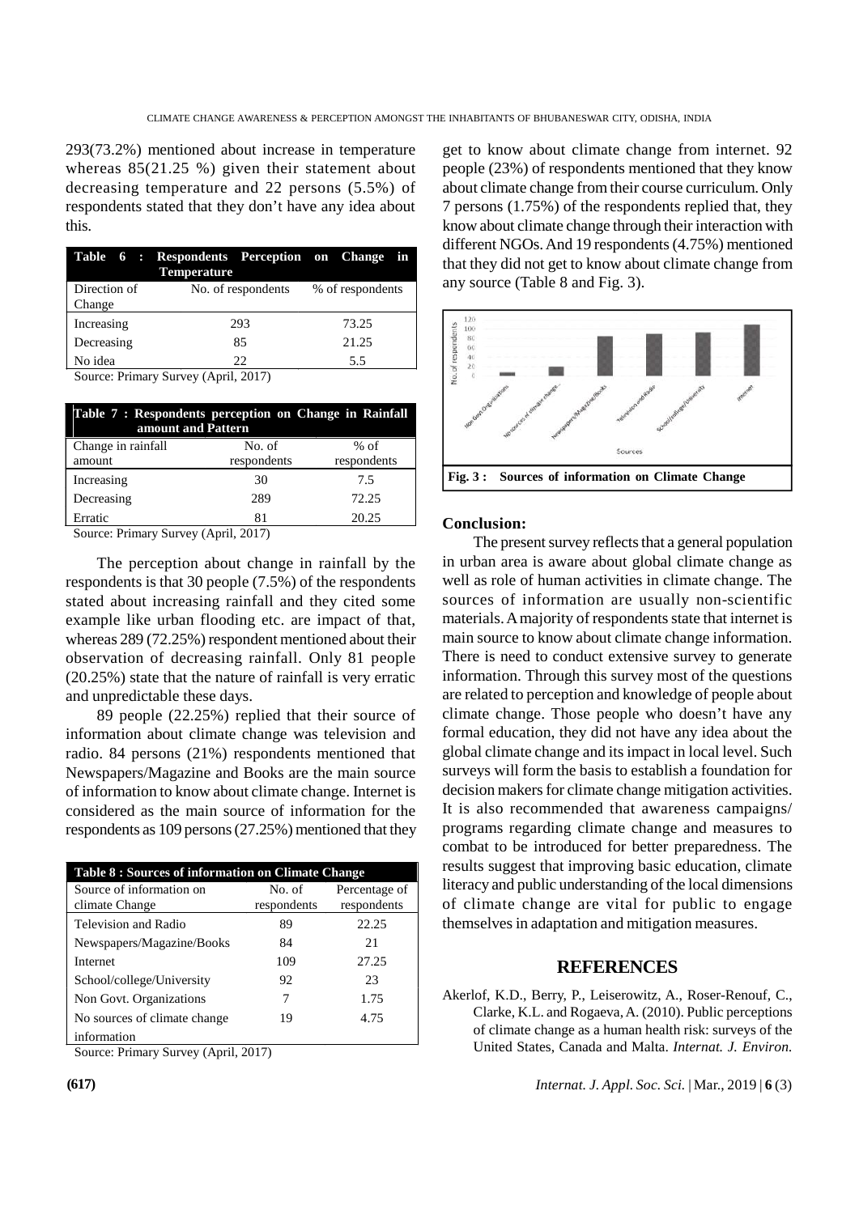293(73.2%) mentioned about increase in temperature whereas 85(21.25 %) given their statement about decreasing temperature and 22 persons (5.5%) of respondents stated that they don't have any idea about this.

**Table 6 : Respondents Perception on Change in Temperature**

| Direction of Change | No. of respondents | % of respondents |
|---|---|---|
| Increasing | 293 | 73.25 |
| Decreasing | 85 | 21.25 |
| No idea | 22 | 5.5 |

Source: Primary Survey (April, 2017)

**Table 7 : Respondents perception on Change in Rainfall amount and Pattern**

| Change in rainfall amount | No. of respondents | % of respondents |
|---|---|---|
| Increasing | 30 | 7.5 |
| Decreasing | 289 | 72.25 |
| Erratic | 81 | 20.25 |

Source: Primary Survey (April, 2017)

The perception about change in rainfall by the respondents is that 30 people (7.5%) of the respondents stated about increasing rainfall and they cited some example like urban flooding etc. are impact of that, whereas 289 (72.25%) respondent mentioned about their observation of decreasing rainfall. Only 81 people (20.25%) state that the nature of rainfall is very erratic and unpredictable these days.

89 people (22.25%) replied that their source of information about climate change was television and radio. 84 persons (21%) respondents mentioned that Newspapers/Magazine and Books are the main source of information to know about climate change. Internet is considered as the main source of information for the respondents as 109 persons (27.25%) mentioned that they get to know about climate change from internet. 92 people (23%) of respondents mentioned that they know about climate change from their course curriculum. Only 7 persons (1.75%) of the respondents replied that, they know about climate change through their interaction with different NGOs. And 19 respondents (4.75%) mentioned that they did not get to know about climate change from any source (Table 8 and Fig. 3).

**Table 8 : Sources of information on Climate Change**

| Source of information on climate Change | No. of respondents | Percentage of respondents |
|---|---|---|
| Television and Radio | 89 | 22.25 |
| Newspapers/Magazine/Books | 84 | 21 |
| Internet | 109 | 27.25 |
| School/college/University | 92 | 23 |
| Non Govt. Organizations | 7 | 1.75 |
| No sources of climate change information | 19 | 4.75 |

Source: Primary Survey (April, 2017)

**Fig. 3 : Sources of information on Climate Change**

## Conclusion:

The present survey reflects that a general population in urban area is aware about global climate change as well as role of human activities in climate change. The sources of information are usually non-scientific materials. A majority of respondents state that internet is main source to know about climate change information. There is need to conduct extensive survey to generate information. Through this survey most of the questions are related to perception and knowledge of people about climate change. Those people who doesn't have any formal education, they did not have any idea about the global climate change and its impact in local level. Such surveys will form the basis to establish a foundation for decision makers for climate change mitigation activities. It is also recommended that awareness campaigns/ programs regarding climate change and measures to combat to be introduced for better preparedness. The results suggest that improving basic education, climate literacy and public understanding of the local dimensions of climate change are vital for public to engage themselves in adaptation and mitigation measures.

## REFERENCES

Akerlof, K.D., Berry, P., Leiserowitz, A., Roser-Renouf, C., Clarke, K.L. and Rogaeva, A. (2010). Public perceptions of climate change as a human health risk: surveys of the United States, Canada and Malta. *Internat. J. Environ.*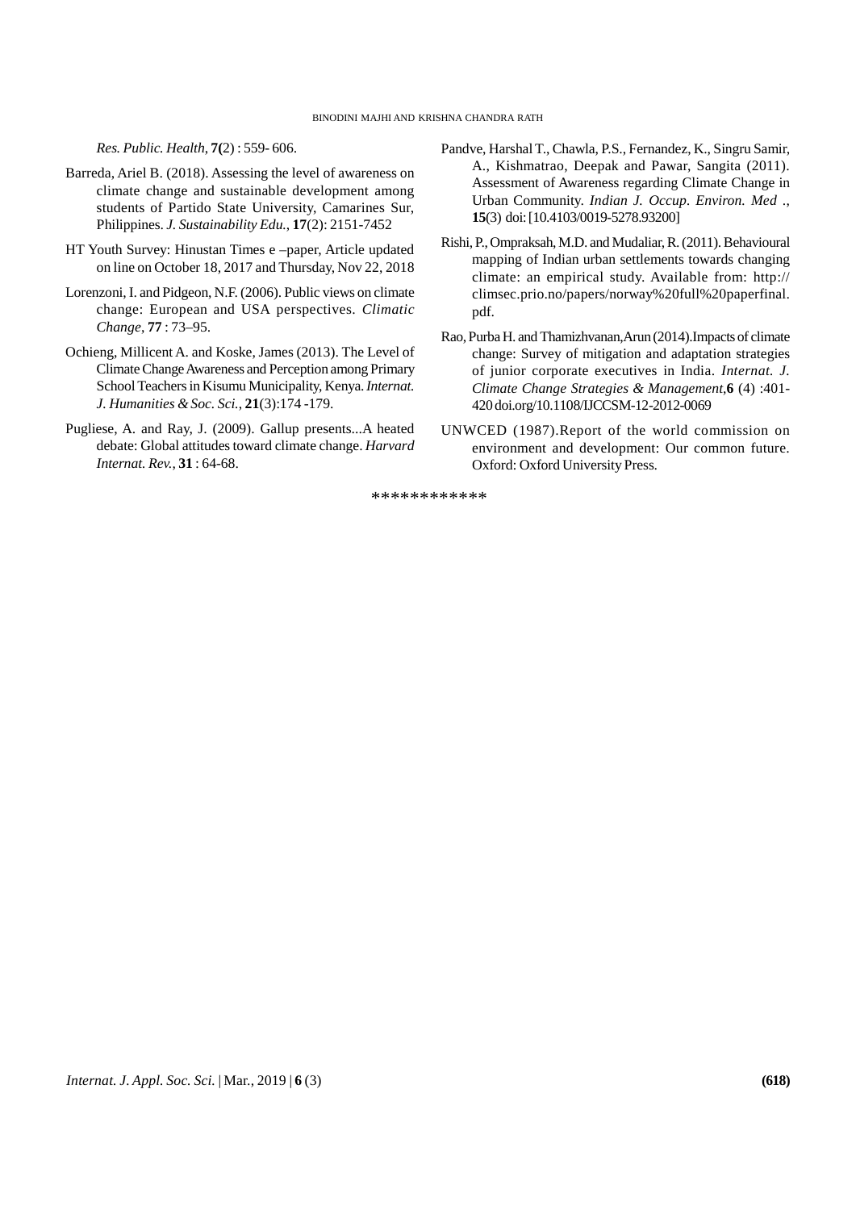*Res. Public. Health*, **7(**2) : 559- 606.

Barreda, Ariel B. (2018). Assessing the level of awareness on climate change and sustainable development among students of Partido State University, Camarines Sur, Philippines. *J. Sustainability Edu.,* **17**(2): 2151-7452

HT Youth Survey: Hinustan Times e –paper, Article updated on line on October 18, 2017 and Thursday, Nov 22, 2018

Lorenzoni, I. and Pidgeon, N.F. (2006). Public views on climate change: European and USA perspectives. *Climatic Change*, **77** : 73–95.

Ochieng, Millicent A. and Koske, James (2013). The Level of Climate Change Awareness and Perception among Primary School Teachers in Kisumu Municipality, Kenya. *Internat. J. Humanities & Soc. Sci.,* **21**(3):174 -179.

Pugliese, A. and Ray, J. (2009). Gallup presents...A heated debate: Global attitudes toward climate change. *Harvard Internat. Rev.*, **31** : 64-68.

Pandve, Harshal T., Chawla, P.S., Fernandez, K., Singru Samir, A., Kishmatrao, Deepak and Pawar, Sangita (2011). Assessment of Awareness regarding Climate Change in Urban Community. *Indian J. Occup. Environ. Med* ., **15**(3) doi: [10.4103/0019-5278.93200]

Rishi, P., Ompraksah, M.D. and Mudaliar, R. (2011). Behavioural mapping of Indian urban settlements towards changing climate: an empirical study. Available from: http://climsec.prio.no/papers/norway%20full%20paperfinal.pdf.

Rao, Purba H. and Thamizhvanan,Arun (2014).Impacts of climate change: Survey of mitigation and adaptation strategies of junior corporate executives in India. *Internat. J. Climate Change Strategies & Management*,**6** (4) :401-420 doi.org/10.1108/IJCCSM-12-2012-0069

UNWCED (1987).Report of the world commission on environment and development: Our common future. Oxford: Oxford University Press.

\*\*\*\*\*\*\*\*\*\*\*\*